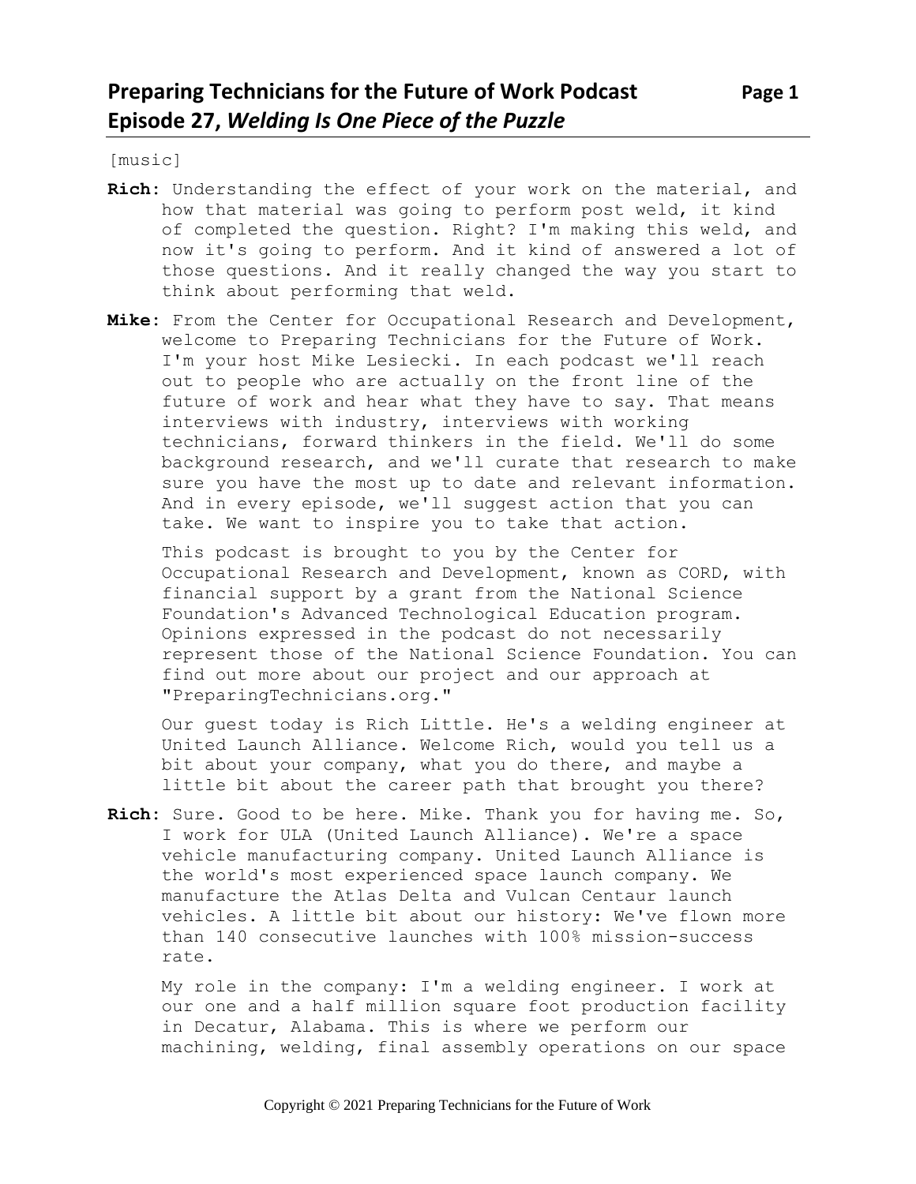[music]

**Rich:** Understanding the effect of your work on the material, and how that material was going to perform post weld, it kind of completed the question. Right? I'm making this weld, and now it's going to perform. And it kind of answered a lot of those questions. And it really changed the way you start to think about performing that weld.

**Mike:** From the Center for Occupational Research and Development, welcome to Preparing Technicians for the Future of Work. I'm your host Mike Lesiecki. In each podcast we'll reach out to people who are actually on the front line of the future of work and hear what they have to say. That means interviews with industry, interviews with working technicians, forward thinkers in the field. We'll do some background research, and we'll curate that research to make sure you have the most up to date and relevant information. And in every episode, we'll suggest action that you can take. We want to inspire you to take that action.

This podcast is brought to you by the Center for Occupational Research and Development, known as CORD, with financial support by a grant from the National Science Foundation's Advanced Technological Education program. Opinions expressed in the podcast do not necessarily represent those of the National Science Foundation. You can find out more about our project and our approach at "PreparingTechnicians.org."

Our guest today is Rich Little. He's a welding engineer at United Launch Alliance. Welcome Rich, would you tell us a bit about your company, what you do there, and maybe a little bit about the career path that brought you there?

**Rich:** Sure. Good to be here. Mike. Thank you for having me. So, I work for ULA (United Launch Alliance). We're a space vehicle manufacturing company. United Launch Alliance is the world's most experienced space launch company. We manufacture the Atlas Delta and Vulcan Centaur launch vehicles. A little bit about our history: We've flown more than 140 consecutive launches with 100% mission-success rate.

My role in the company: I'm a welding engineer. I work at our one and a half million square foot production facility in Decatur, Alabama. This is where we perform our machining, welding, final assembly operations on our space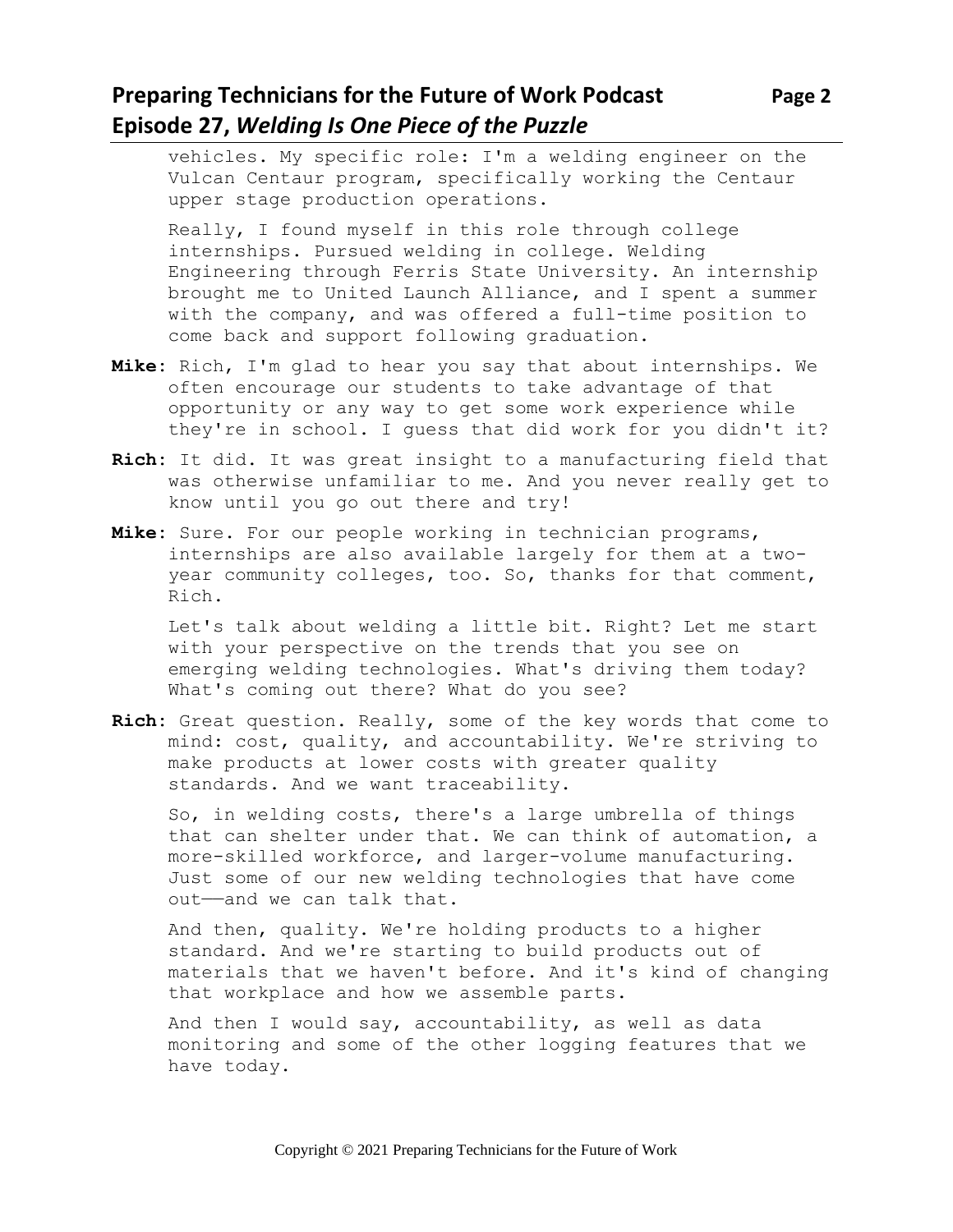vehicles. My specific role: I'm a welding engineer on the Vulcan Centaur program, specifically working the Centaur upper stage production operations.

Really, I found myself in this role through college internships. Pursued welding in college. Welding Engineering through Ferris State University. An internship brought me to United Launch Alliance, and I spent a summer with the company, and was offered a full-time position to come back and support following graduation.

**Mike**: Rich, I'm glad to hear you say that about internships. We often encourage our students to take advantage of that opportunity or any way to get some work experience while they're in school. I guess that did work for you didn't it?

**Rich**: It did. It was great insight to a manufacturing field that was otherwise unfamiliar to me. And you never really get to know until you go out there and try!

**Mike**: Sure. For our people working in technician programs, internships are also available largely for them at a two-year community colleges, too. So, thanks for that comment, Rich.

Let's talk about welding a little bit. Right? Let me start with your perspective on the trends that you see on emerging welding technologies. What's driving them today? What's coming out there? What do you see?

**Rich**: Great question. Really, some of the key words that come to mind: cost, quality, and accountability. We're striving to make products at lower costs with greater quality standards. And we want traceability.

So, in welding costs, there's a large umbrella of things that can shelter under that. We can think of automation, a more-skilled workforce, and larger-volume manufacturing. Just some of our new welding technologies that have come out——and we can talk that.

And then, quality. We're holding products to a higher standard. And we're starting to build products out of materials that we haven't before. And it's kind of changing that workplace and how we assemble parts.

And then I would say, accountability, as well as data monitoring and some of the other logging features that we have today.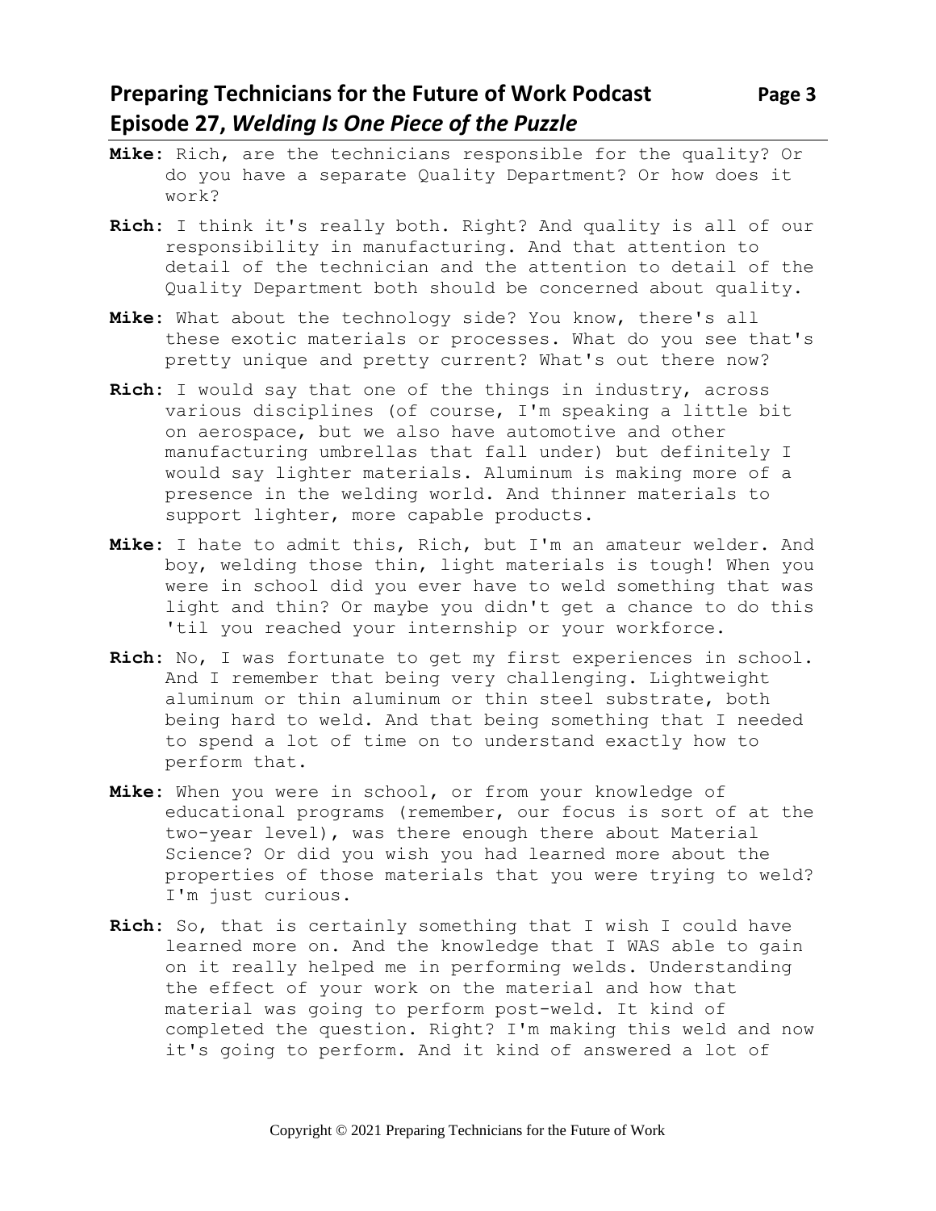**Mike**: Rich, are the technicians responsible for the quality? Or do you have a separate Quality Department? Or how does it work?

**Rich**: I think it's really both. Right? And quality is all of our responsibility in manufacturing. And that attention to detail of the technician and the attention to detail of the Quality Department both should be concerned about quality.

**Mike**: What about the technology side? You know, there's all these exotic materials or processes. What do you see that's pretty unique and pretty current? What's out there now?

**Rich**: I would say that one of the things in industry, across various disciplines (of course, I'm speaking a little bit on aerospace, but we also have automotive and other manufacturing umbrellas that fall under) but definitely I would say lighter materials. Aluminum is making more of a presence in the welding world. And thinner materials to support lighter, more capable products.

**Mike**: I hate to admit this, Rich, but I'm an amateur welder. And boy, welding those thin, light materials is tough! When you were in school did you ever have to weld something that was light and thin? Or maybe you didn't get a chance to do this 'til you reached your internship or your workforce.

**Rich**: No, I was fortunate to get my first experiences in school. And I remember that being very challenging. Lightweight aluminum or thin aluminum or thin steel substrate, both being hard to weld. And that being something that I needed to spend a lot of time on to understand exactly how to perform that.

**Mike**: When you were in school, or from your knowledge of educational programs (remember, our focus is sort of at the two-year level), was there enough there about Material Science? Or did you wish you had learned more about the properties of those materials that you were trying to weld? I'm just curious.

**Rich**: So, that is certainly something that I wish I could have learned more on. And the knowledge that I WAS able to gain on it really helped me in performing welds. Understanding the effect of your work on the material and how that material was going to perform post-weld. It kind of completed the question. Right? I'm making this weld and now it's going to perform. And it kind of answered a lot of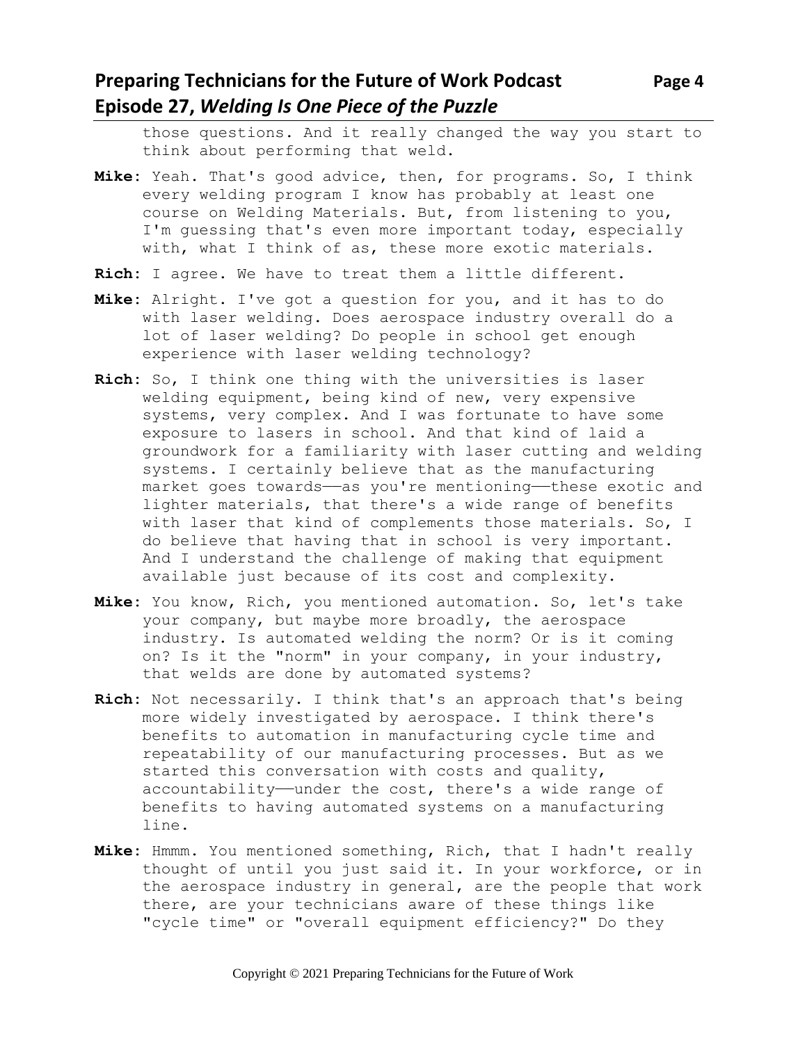those questions. And it really changed the way you start to think about performing that weld.

**Mike**: Yeah. That's good advice, then, for programs. So, I think every welding program I know has probably at least one course on Welding Materials. But, from listening to you, I'm guessing that's even more important today, especially with, what I think of as, these more exotic materials.

**Rich**: I agree. We have to treat them a little different.

**Mike**: Alright. I've got a question for you, and it has to do with laser welding. Does aerospace industry overall do a lot of laser welding? Do people in school get enough experience with laser welding technology?

**Rich**: So, I think one thing with the universities is laser welding equipment, being kind of new, very expensive systems, very complex. And I was fortunate to have some exposure to lasers in school. And that kind of laid a groundwork for a familiarity with laser cutting and welding systems. I certainly believe that as the manufacturing market goes towards——as you're mentioning——these exotic and lighter materials, that there's a wide range of benefits with laser that kind of complements those materials. So, I do believe that having that in school is very important. And I understand the challenge of making that equipment available just because of its cost and complexity.

**Mike**: You know, Rich, you mentioned automation. So, let's take your company, but maybe more broadly, the aerospace industry. Is automated welding the norm? Or is it coming on? Is it the "norm" in your company, in your industry, that welds are done by automated systems?

**Rich**: Not necessarily. I think that's an approach that's being more widely investigated by aerospace. I think there's benefits to automation in manufacturing cycle time and repeatability of our manufacturing processes. But as we started this conversation with costs and quality, accountability——under the cost, there's a wide range of benefits to having automated systems on a manufacturing line.

**Mike**: Hmmm. You mentioned something, Rich, that I hadn't really thought of until you just said it. In your workforce, or in the aerospace industry in general, are the people that work there, are your technicians aware of these things like "cycle time" or "overall equipment efficiency?" Do they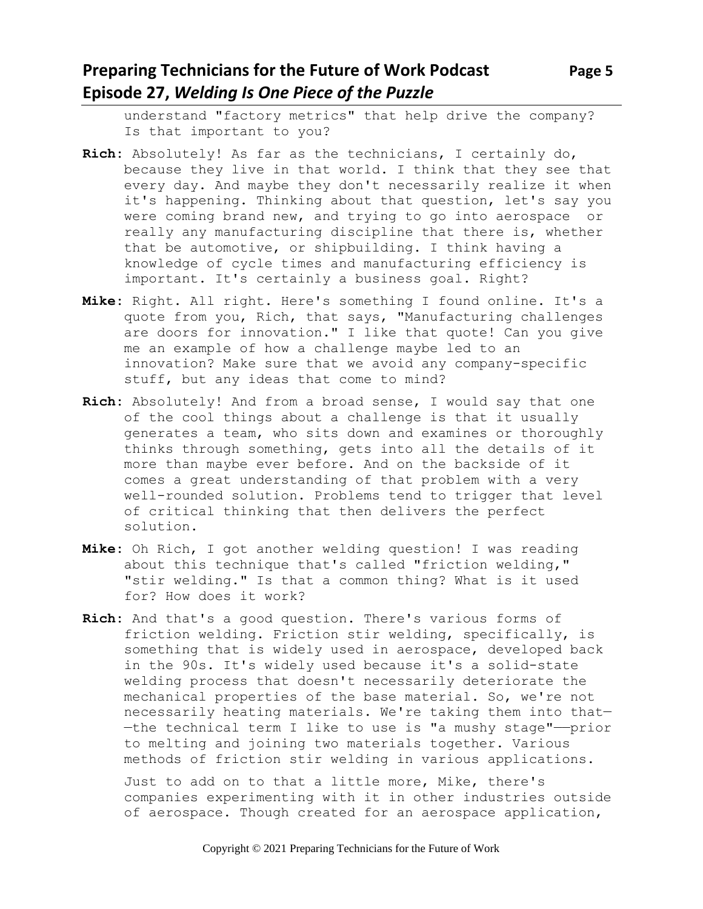understand "factory metrics" that help drive the company? Is that important to you?

**Rich**: Absolutely! As far as the technicians, I certainly do, because they live in that world. I think that they see that every day. And maybe they don't necessarily realize it when it's happening. Thinking about that question, let's say you were coming brand new, and trying to go into aerospace or really any manufacturing discipline that there is, whether that be automotive, or shipbuilding. I think having a knowledge of cycle times and manufacturing efficiency is important. It's certainly a business goal. Right?

**Mike**: Right. All right. Here's something I found online. It's a quote from you, Rich, that says, "Manufacturing challenges are doors for innovation." I like that quote! Can you give me an example of how a challenge maybe led to an innovation? Make sure that we avoid any company-specific stuff, but any ideas that come to mind?

**Rich**: Absolutely! And from a broad sense, I would say that one of the cool things about a challenge is that it usually generates a team, who sits down and examines or thoroughly thinks through something, gets into all the details of it more than maybe ever before. And on the backside of it comes a great understanding of that problem with a very well-rounded solution. Problems tend to trigger that level of critical thinking that then delivers the perfect solution.

**Mike**: Oh Rich, I got another welding question! I was reading about this technique that's called "friction welding," "stir welding." Is that a common thing? What is it used for? How does it work?

**Rich**: And that's a good question. There's various forms of friction welding. Friction stir welding, specifically, is something that is widely used in aerospace, developed back in the 90s. It's widely used because it's a solid-state welding process that doesn't necessarily deteriorate the mechanical properties of the base material. So, we're not necessarily heating materials. We're taking them into that——the technical term I like to use is "a mushy stage"——prior to melting and joining two materials together. Various methods of friction stir welding in various applications.

Just to add on to that a little more, Mike, there's companies experimenting with it in other industries outside of aerospace. Though created for an aerospace application,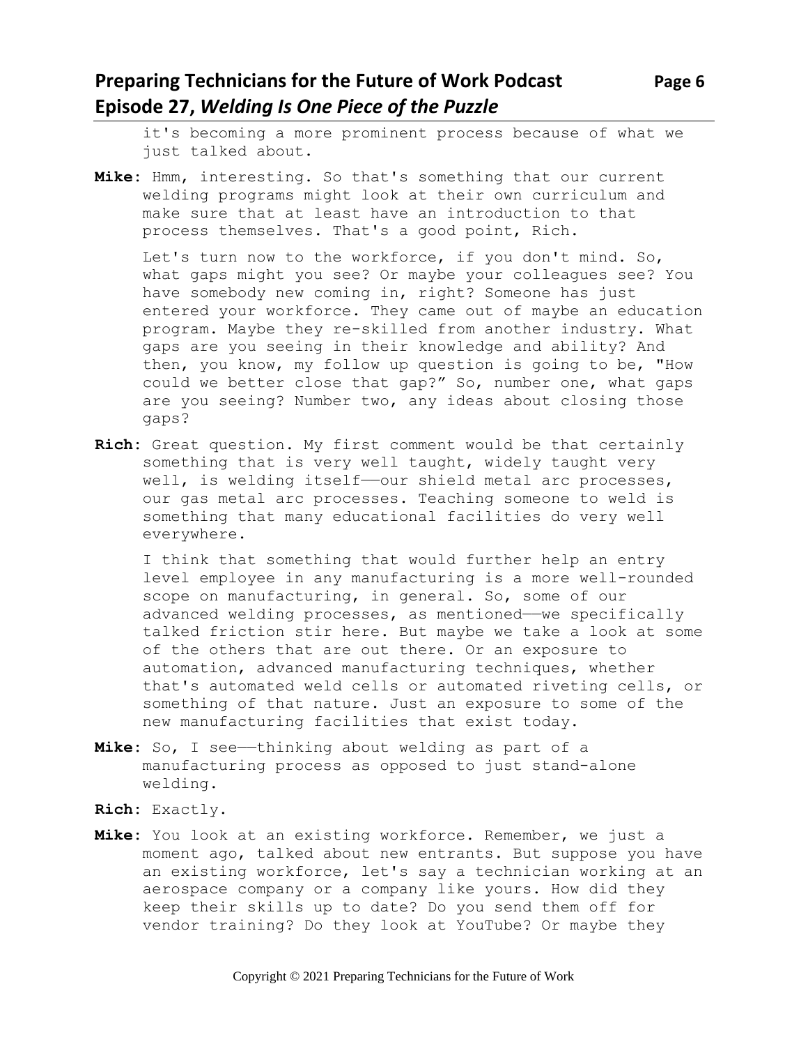it's becoming a more prominent process because of what we just talked about.

**Mike**: Hmm, interesting. So that's something that our current welding programs might look at their own curriculum and make sure that at least have an introduction to that process themselves. That's a good point, Rich.

Let's turn now to the workforce, if you don't mind. So, what gaps might you see? Or maybe your colleagues see? You have somebody new coming in, right? Someone has just entered your workforce. They came out of maybe an education program. Maybe they re-skilled from another industry. What gaps are you seeing in their knowledge and ability? And then, you know, my follow up question is going to be, "How could we better close that gap?" So, number one, what gaps are you seeing? Number two, any ideas about closing those gaps?

**Rich**: Great question. My first comment would be that certainly something that is very well taught, widely taught very well, is welding itself——our shield metal arc processes, our gas metal arc processes. Teaching someone to weld is something that many educational facilities do very well everywhere.

I think that something that would further help an entry level employee in any manufacturing is a more well-rounded scope on manufacturing, in general. So, some of our advanced welding processes, as mentioned——we specifically talked friction stir here. But maybe we take a look at some of the others that are out there. Or an exposure to automation, advanced manufacturing techniques, whether that's automated weld cells or automated riveting cells, or something of that nature. Just an exposure to some of the new manufacturing facilities that exist today.

**Mike**: So, I see——thinking about welding as part of a manufacturing process as opposed to just stand-alone welding.

**Rich**: Exactly.

**Mike**: You look at an existing workforce. Remember, we just a moment ago, talked about new entrants. But suppose you have an existing workforce, let's say a technician working at an aerospace company or a company like yours. How did they keep their skills up to date? Do you send them off for vendor training? Do they look at YouTube? Or maybe they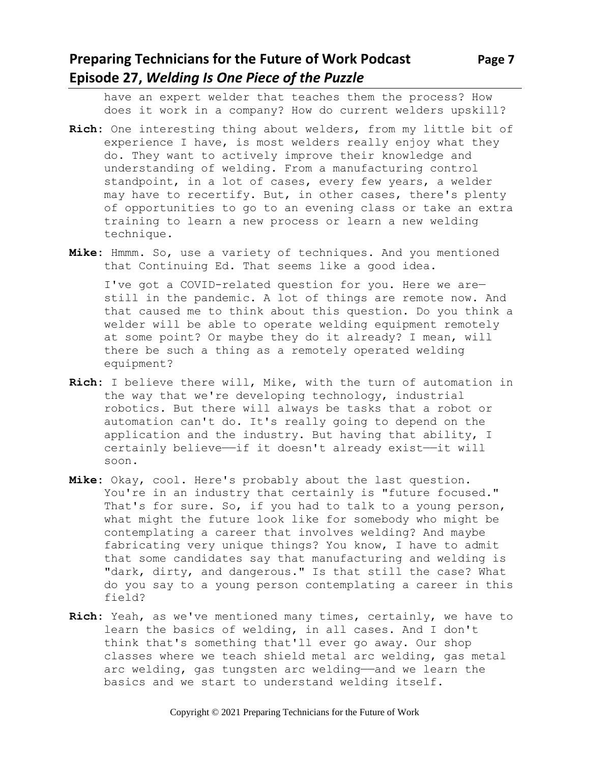have an expert welder that teaches them the process? How does it work in a company? How do current welders upskill?

**Rich**: One interesting thing about welders, from my little bit of experience I have, is most welders really enjoy what they do. They want to actively improve their knowledge and understanding of welding. From a manufacturing control standpoint, in a lot of cases, every few years, a welder may have to recertify. But, in other cases, there's plenty of opportunities to go to an evening class or take an extra training to learn a new process or learn a new welding technique.

**Mike**: Hmmm. So, use a variety of techniques. And you mentioned that Continuing Ed. That seems like a good idea.

I've got a COVID-related question for you. Here we are—still in the pandemic. A lot of things are remote now. And that caused me to think about this question. Do you think a welder will be able to operate welding equipment remotely at some point? Or maybe they do it already? I mean, will there be such a thing as a remotely operated welding equipment?

**Rich**: I believe there will, Mike, with the turn of automation in the way that we're developing technology, industrial robotics. But there will always be tasks that a robot or automation can't do. It's really going to depend on the application and the industry. But having that ability, I certainly believe——if it doesn't already exist——it will soon.

**Mike**: Okay, cool. Here's probably about the last question. You're in an industry that certainly is "future focused." That's for sure. So, if you had to talk to a young person, what might the future look like for somebody who might be contemplating a career that involves welding? And maybe fabricating very unique things? You know, I have to admit that some candidates say that manufacturing and welding is "dark, dirty, and dangerous." Is that still the case? What do you say to a young person contemplating a career in this field?

**Rich**: Yeah, as we've mentioned many times, certainly, we have to learn the basics of welding, in all cases. And I don't think that's something that'll ever go away. Our shop classes where we teach shield metal arc welding, gas metal arc welding, gas tungsten arc welding——and we learn the basics and we start to understand welding itself.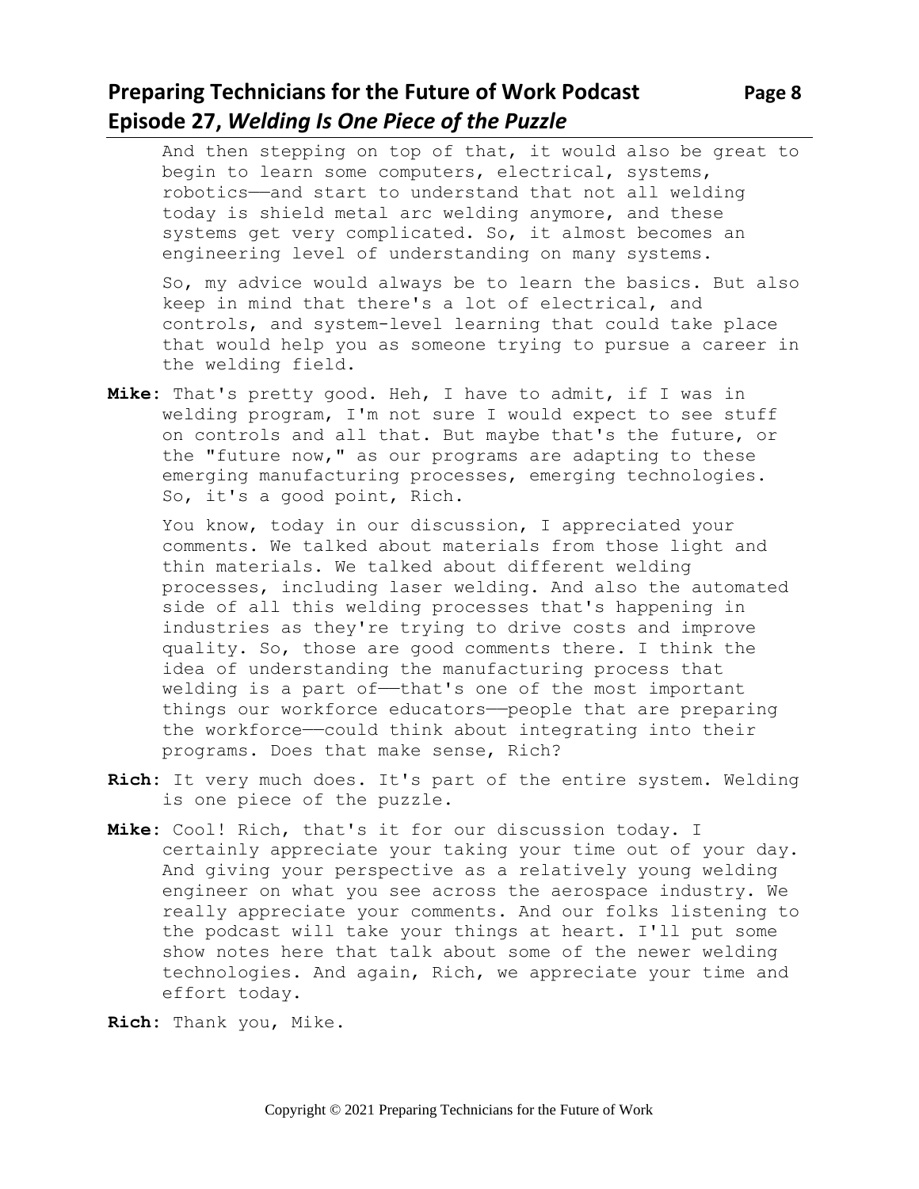And then stepping on top of that, it would also be great to begin to learn some computers, electrical, systems, robotics——and start to understand that not all welding today is shield metal arc welding anymore, and these systems get very complicated. So, it almost becomes an engineering level of understanding on many systems.

So, my advice would always be to learn the basics. But also keep in mind that there's a lot of electrical, and controls, and system-level learning that could take place that would help you as someone trying to pursue a career in the welding field.

**Mike**: That's pretty good. Heh, I have to admit, if I was in welding program, I'm not sure I would expect to see stuff on controls and all that. But maybe that's the future, or the "future now," as our programs are adapting to these emerging manufacturing processes, emerging technologies. So, it's a good point, Rich.

You know, today in our discussion, I appreciated your comments. We talked about materials from those light and thin materials. We talked about different welding processes, including laser welding. And also the automated side of all this welding processes that's happening in industries as they're trying to drive costs and improve quality. So, those are good comments there. I think the idea of understanding the manufacturing process that welding is a part of——that's one of the most important things our workforce educators——people that are preparing the workforce——could think about integrating into their programs. Does that make sense, Rich?

**Rich**: It very much does. It's part of the entire system. Welding is one piece of the puzzle.

**Mike**: Cool! Rich, that's it for our discussion today. I certainly appreciate your taking your time out of your day. And giving your perspective as a relatively young welding engineer on what you see across the aerospace industry. We really appreciate your comments. And our folks listening to the podcast will take your things at heart. I'll put some show notes here that talk about some of the newer welding technologies. And again, Rich, we appreciate your time and effort today.

**Rich**: Thank you, Mike.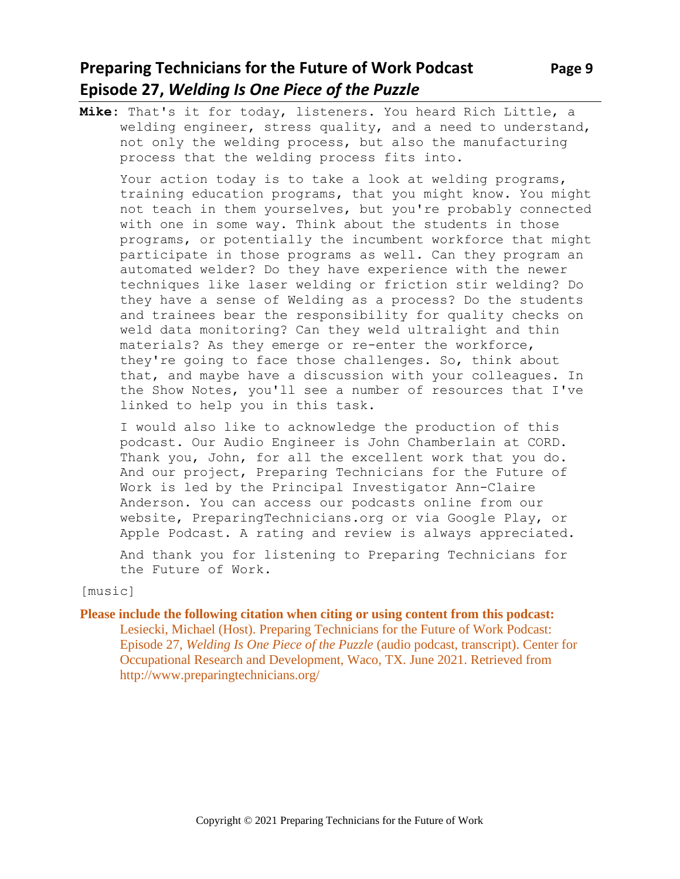**Mike**: That's it for today, listeners. You heard Rich Little, a welding engineer, stress quality, and a need to understand, not only the welding process, but also the manufacturing process that the welding process fits into.

Your action today is to take a look at welding programs, training education programs, that you might know. You might not teach in them yourselves, but you're probably connected with one in some way. Think about the students in those programs, or potentially the incumbent workforce that might participate in those programs as well. Can they program an automated welder? Do they have experience with the newer techniques like laser welding or friction stir welding? Do they have a sense of Welding as a process? Do the students and trainees bear the responsibility for quality checks on weld data monitoring? Can they weld ultralight and thin materials? As they emerge or re-enter the workforce, they're going to face those challenges. So, think about that, and maybe have a discussion with your colleagues. In the Show Notes, you'll see a number of resources that I've linked to help you in this task.

I would also like to acknowledge the production of this podcast. Our Audio Engineer is John Chamberlain at CORD. Thank you, John, for all the excellent work that you do. And our project, Preparing Technicians for the Future of Work is led by the Principal Investigator Ann-Claire Anderson. You can access our podcasts online from our website, PreparingTechnicians.org or via Google Play, or Apple Podcast. A rating and review is always appreciated.

And thank you for listening to Preparing Technicians for the Future of Work.

[music]

**Please include the following citation when citing or using content from this podcast:**

Lesiecki, Michael (Host). Preparing Technicians for the Future of Work Podcast: Episode 27, *Welding Is One Piece of the Puzzle* (audio podcast, transcript). Center for Occupational Research and Development, Waco, TX. June 2021. Retrieved from http://www.preparingtechnicians.org/

Copyright © 2021 Preparing Technicians for the Future of Work